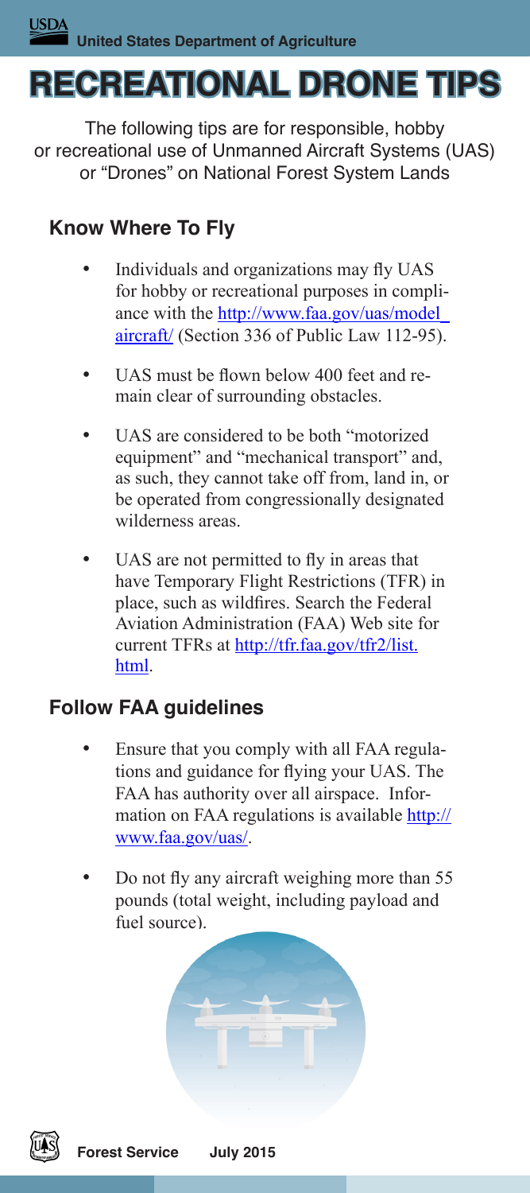United States Department of Agriculture

# RECREATIONAL DRONE TIPS

The following tips are for responsible, hobby or recreational use of Unmanned Aircraft Systems (UAS) or "Drones" on National Forest System Lands

## Know Where To Fly

- Individuals and organizations may fly UAS for hobby or recreational purposes in compliance with the http://www.faa.gov/uas/model_aircraft/ (Section 336 of Public Law 112-95).
- UAS must be flown below 400 feet and remain clear of surrounding obstacles.
- UAS are considered to be both "motorized equipment" and "mechanical transport" and, as such, they cannot take off from, land in, or be operated from congressionally designated wilderness areas.
- UAS are not permitted to fly in areas that have Temporary Flight Restrictions (TFR) in place, such as wildfires. Search the Federal Aviation Administration (FAA) Web site for current TFRs at http://tfr.faa.gov/tfr2/list.html.

## Follow FAA guidelines

- Ensure that you comply with all FAA regulations and guidance for flying your UAS. The FAA has authority over all airspace. Information on FAA regulations is available http://www.faa.gov/uas/.
- Do not fly any aircraft weighing more than 55 pounds (total weight, including payload and fuel source).

Forest Service July 2015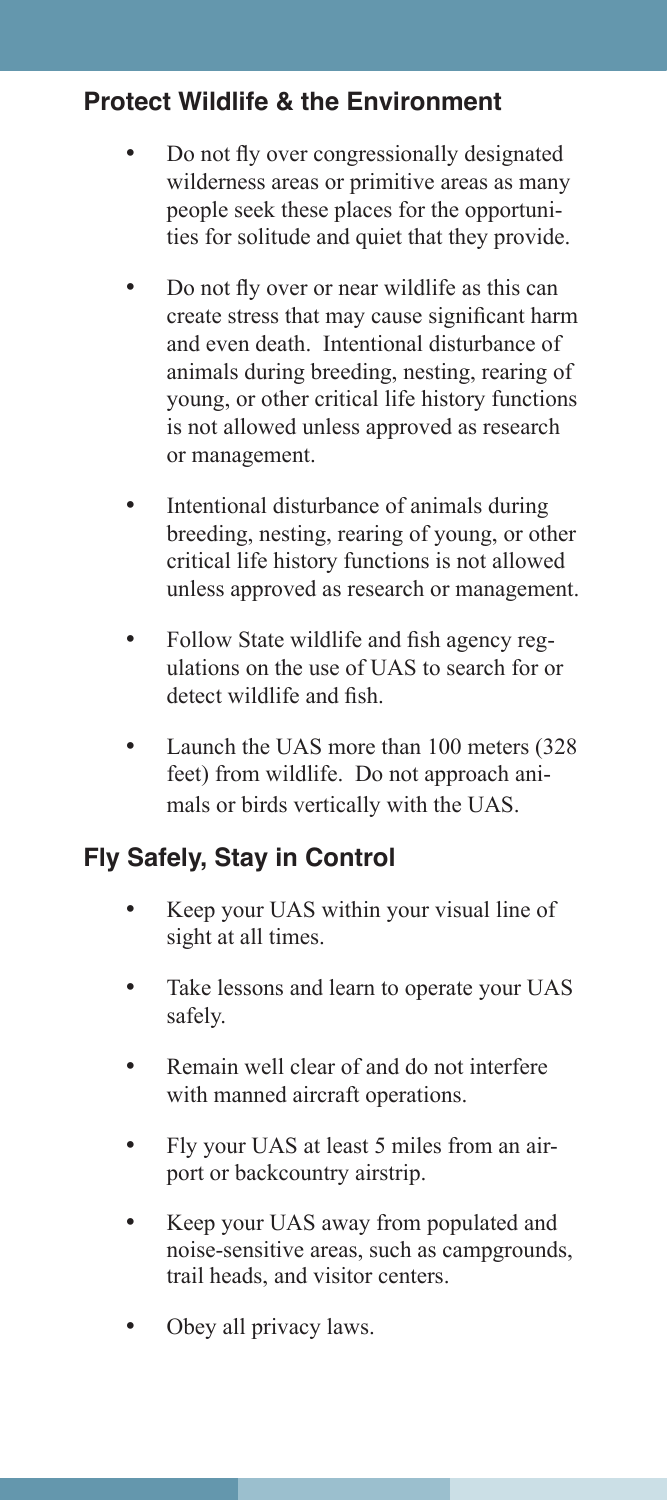## Protect Wildlife & the Environment

- Do not fly over congressionally designated wilderness areas or primitive areas as many people seek these places for the opportunities for solitude and quiet that they provide.
- Do not fly over or near wildlife as this can create stress that may cause significant harm and even death. Intentional disturbance of animals during breeding, nesting, rearing of young, or other critical life history functions is not allowed unless approved as research or management.
- Intentional disturbance of animals during breeding, nesting, rearing of young, or other critical life history functions is not allowed unless approved as research or management.
- Follow State wildlife and fish agency regulations on the use of UAS to search for or detect wildlife and fish.
- Launch the UAS more than 100 meters (328 feet) from wildlife. Do not approach animals or birds vertically with the UAS.

## Fly Safely, Stay in Control

- Keep your UAS within your visual line of sight at all times.
- Take lessons and learn to operate your UAS safely.
- Remain well clear of and do not interfere with manned aircraft operations.
- Fly your UAS at least 5 miles from an airport or backcountry airstrip.
- Keep your UAS away from populated and noise-sensitive areas, such as campgrounds, trail heads, and visitor centers.
- Obey all privacy laws.